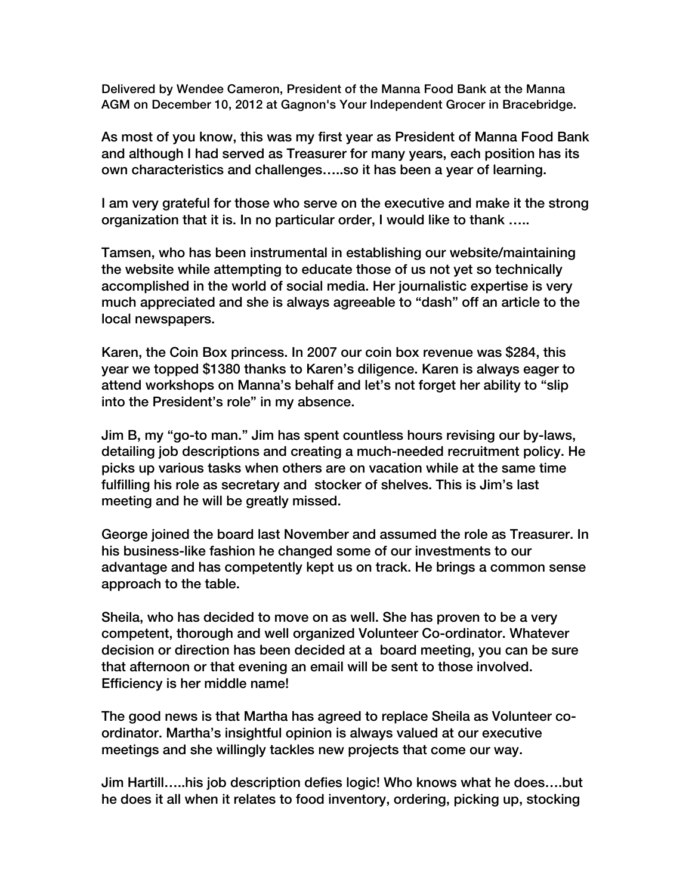Delivered by Wendee Cameron, President of the Manna Food Bank at the Manna AGM on December 10, 2012 at Gagnon's Your Independent Grocer in Bracebridge.

As most of you know, this was my first year as President of Manna Food Bank and although I had served as Treasurer for many years, each position has its own characteristics and challenges…..so it has been a year of learning.

I am very grateful for those who serve on the executive and make it the strong organization that it is. In no particular order, I would like to thank …..

Tamsen, who has been instrumental in establishing our website/maintaining the website while attempting to educate those of us not yet so technically accomplished in the world of social media. Her journalistic expertise is very much appreciated and she is always agreeable to "dash" off an article to the local newspapers.

Karen, the Coin Box princess. In 2007 our coin box revenue was $284, this year we topped $1380 thanks to Karen's diligence. Karen is always eager to attend workshops on Manna's behalf and let's not forget her ability to "slip into the President's role" in my absence.

Jim B, my "go-to man." Jim has spent countless hours revising our by-laws, detailing job descriptions and creating a much-needed recruitment policy. He picks up various tasks when others are on vacation while at the same time fulfilling his role as secretary and stocker of shelves. This is Jim's last meeting and he will be greatly missed.

George joined the board last November and assumed the role as Treasurer. In his business-like fashion he changed some of our investments to our advantage and has competently kept us on track. He brings a common sense approach to the table.

Sheila, who has decided to move on as well. She has proven to be a very competent, thorough and well organized Volunteer Co-ordinator. Whatever decision or direction has been decided at a board meeting, you can be sure that afternoon or that evening an email will be sent to those involved. Efficiency is her middle name!

The good news is that Martha has agreed to replace Sheila as Volunteer co-ordinator. Martha's insightful opinion is always valued at our executive meetings and she willingly tackles new projects that come our way.

Jim Hartill…..his job description defies logic! Who knows what he does….but he does it all when it relates to food inventory, ordering, picking up, stocking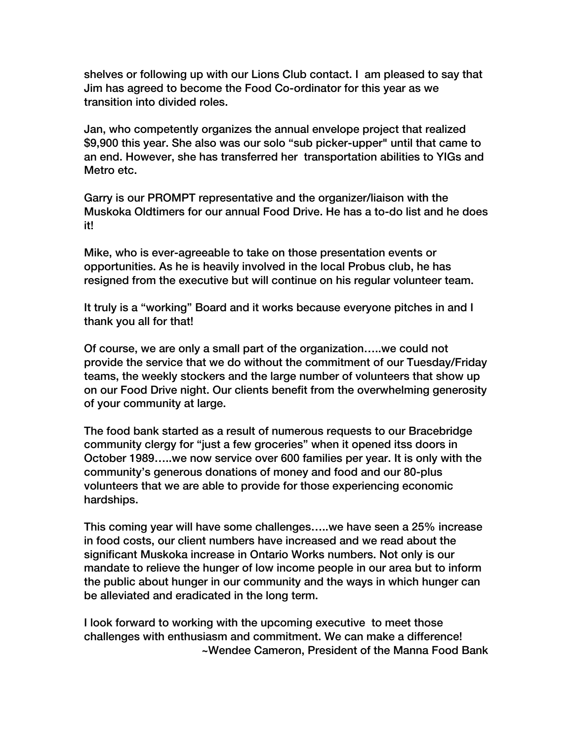shelves or following up with our Lions Club contact. I am pleased to say that Jim has agreed to become the Food Co-ordinator for this year as we transition into divided roles.

Jan, who competently organizes the annual envelope project that realized $9,900 this year. She also was our solo "sub picker-upper" until that came to an end. However, she has transferred her transportation abilities to YIGs and Metro etc.

Garry is our PROMPT representative and the organizer/liaison with the Muskoka Oldtimers for our annual Food Drive. He has a to-do list and he does it!

Mike, who is ever-agreeable to take on those presentation events or opportunities. As he is heavily involved in the local Probus club, he has resigned from the executive but will continue on his regular volunteer team.

It truly is a "working" Board and it works because everyone pitches in and I thank you all for that!

Of course, we are only a small part of the organization…..we could not provide the service that we do without the commitment of our Tuesday/Friday teams, the weekly stockers and the large number of volunteers that show up on our Food Drive night. Our clients benefit from the overwhelming generosity of your community at large.

The food bank started as a result of numerous requests to our Bracebridge community clergy for "just a few groceries" when it opened itss doors in October 1989…..we now service over 600 families per year. It is only with the community's generous donations of money and food and our 80-plus volunteers that we are able to provide for those experiencing economic hardships.

This coming year will have some challenges…..we have seen a 25% increase in food costs, our client numbers have increased and we read about the significant Muskoka increase in Ontario Works numbers. Not only is our mandate to relieve the hunger of low income people in our area but to inform the public about hunger in our community and the ways in which hunger can be alleviated and eradicated in the long term.

I look forward to working with the upcoming executive to meet those challenges with enthusiasm and commitment. We can make a difference!

~Wendee Cameron, President of the Manna Food Bank